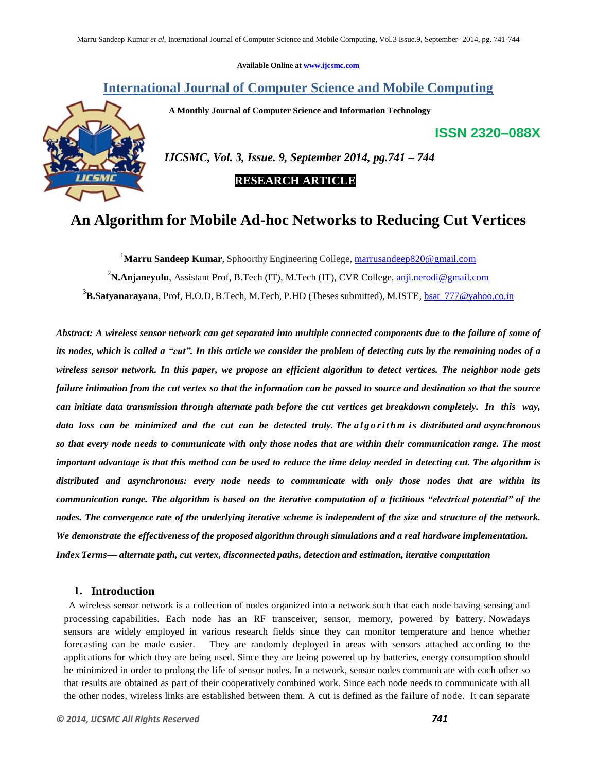Available Online at www.ijcsmc.com

# International Journal of Computer Science and Mobile Computing

**A Monthly Journal of Computer Science and Information Technology**

**ISSN 2320–088X**

*IJCSMC, Vol. 3, Issue. 9, September 2014, pg.741 – 744*

**RESEARCH ARTICLE**

# An Algorithm for Mobile Ad-hoc Networks to Reducing Cut Vertices

[1]**Marru Sandeep Kumar**, Sphoorthy Engineering College, marrusandeep820@gmail.com

[2]**N.Anjaneyulu**, Assistant Prof, B.Tech (IT), M.Tech (IT), CVR College, anji.nerodi@gmail.com

[3]**B.Satyanarayana**, Prof, H.O.D, B.Tech, M.Tech, P.HD (Theses submitted), M.ISTE, bsat_777@yahoo.co.in

***Abstract:** A wireless sensor network can get separated into multiple connected components due to the failure of some of its nodes, which is called a "cut". In this article we consider the problem of detecting cuts by the remaining nodes of a wireless sensor network. In this paper, we propose an efficient algorithm to detect vertices. The neighbor node gets failure intimation from the cut vertex so that the information can be passed to source and destination so that the source can initiate data transmission through alternate path before the cut vertices get breakdown completely. In this way, data loss can be minimized and the cut can be detected truly. The algorithm is distributed and asynchronous so that every node needs to communicate with only those nodes that are within their communication range. The most important advantage is that this method can be used to reduce the time delay needed in detecting cut. The algorithm is distributed and asynchronous: every node needs to communicate with only those nodes that are within its communication range. The algorithm is based on the iterative computation of a fictitious "electrical potential" of the nodes. The convergence rate of the underlying iterative scheme is independent of the size and structure of the network. We demonstrate the effectiveness of the proposed algorithm through simulations and a real hardware implementation.*

***Index Terms**— alternate path, cut vertex, disconnected paths, detection and estimation, iterative computation*

## 1. Introduction

A wireless sensor network is a collection of nodes organized into a network such that each node having sensing and processing capabilities. Each node has an RF transceiver, sensor, memory, powered by battery. Nowadays sensors are widely employed in various research fields since they can monitor temperature and hence whether forecasting can be made easier. They are randomly deployed in areas with sensors attached according to the applications for which they are being used. Since they are being powered up by batteries, energy consumption should be minimized in order to prolong the life of sensor nodes. In a network, sensor nodes communicate with each other so that results are obtained as part of their cooperatively combined work. Since each node needs to communicate with all the other nodes, wireless links are established between them. A cut is defined as the failure of node. It can separate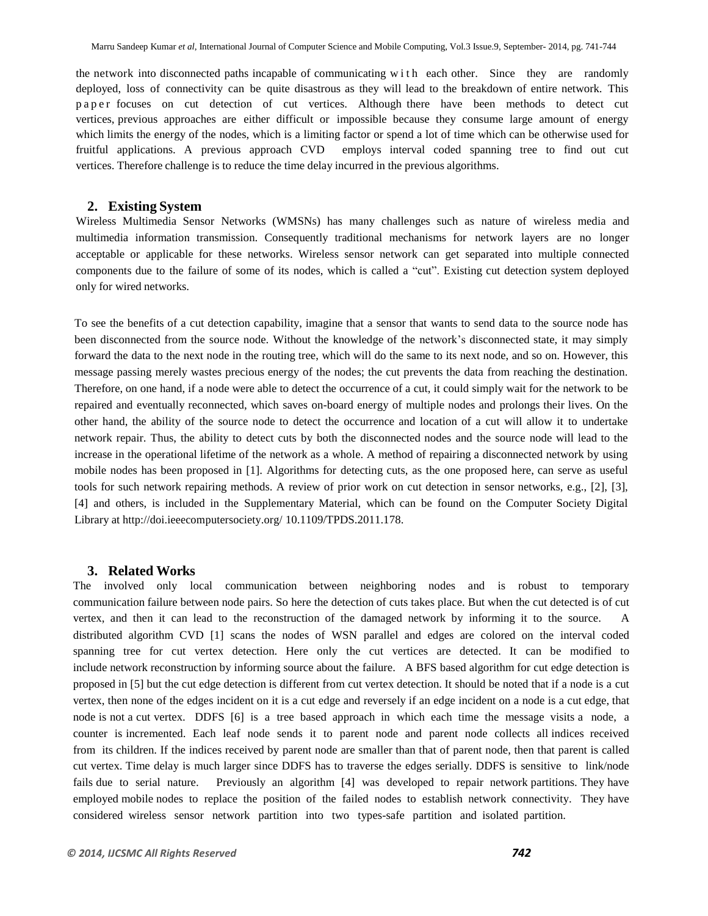the network into disconnected paths incapable of communicating with each other. Since they are randomly deployed, loss of connectivity can be quite disastrous as they will lead to the breakdown of entire network. This paper focuses on cut detection of cut vertices. Although there have been methods to detect cut vertices, previous approaches are either difficult or impossible because they consume large amount of energy which limits the energy of the nodes, which is a limiting factor or spend a lot of time which can be otherwise used for fruitful applications. A previous approach CVD employs interval coded spanning tree to find out cut vertices. Therefore challenge is to reduce the time delay incurred in the previous algorithms.

## 2. Existing System

Wireless Multimedia Sensor Networks (WMSNs) has many challenges such as nature of wireless media and multimedia information transmission. Consequently traditional mechanisms for network layers are no longer acceptable or applicable for these networks. Wireless sensor network can get separated into multiple connected components due to the failure of some of its nodes, which is called a "cut". Existing cut detection system deployed only for wired networks.

To see the benefits of a cut detection capability, imagine that a sensor that wants to send data to the source node has been disconnected from the source node. Without the knowledge of the network's disconnected state, it may simply forward the data to the next node in the routing tree, which will do the same to its next node, and so on. However, this message passing merely wastes precious energy of the nodes; the cut prevents the data from reaching the destination. Therefore, on one hand, if a node were able to detect the occurrence of a cut, it could simply wait for the network to be repaired and eventually reconnected, which saves on-board energy of multiple nodes and prolongs their lives. On the other hand, the ability of the source node to detect the occurrence and location of a cut will allow it to undertake network repair. Thus, the ability to detect cuts by both the disconnected nodes and the source node will lead to the increase in the operational lifetime of the network as a whole. A method of repairing a disconnected network by using mobile nodes has been proposed in [1]. Algorithms for detecting cuts, as the one proposed here, can serve as useful tools for such network repairing methods. A review of prior work on cut detection in sensor networks, e.g., [2], [3], [4] and others, is included in the Supplementary Material, which can be found on the Computer Society Digital Library at http://doi.ieeecomputersociety.org/ 10.1109/TPDS.2011.178.

## 3. Related Works

The involved only local communication between neighboring nodes and is robust to temporary communication failure between node pairs. So here the detection of cuts takes place. But when the cut detected is of cut vertex, and then it can lead to the reconstruction of the damaged network by informing it to the source. A distributed algorithm CVD [1] scans the nodes of WSN parallel and edges are colored on the interval coded spanning tree for cut vertex detection. Here only the cut vertices are detected. It can be modified to include network reconstruction by informing source about the failure. A BFS based algorithm for cut edge detection is proposed in [5] but the cut edge detection is different from cut vertex detection. It should be noted that if a node is a cut vertex, then none of the edges incident on it is a cut edge and reversely if an edge incident on a node is a cut edge, that node is not a cut vertex. DDFS [6] is a tree based approach in which each time the message visits a node, a counter is incremented. Each leaf node sends it to parent node and parent node collects all indices received from its children. If the indices received by parent node are smaller than that of parent node, then that parent is called cut vertex. Time delay is much larger since DDFS has to traverse the edges serially. DDFS is sensitive to link/node fails due to serial nature. Previously an algorithm [4] was developed to repair network partitions. They have employed mobile nodes to replace the position of the failed nodes to establish network connectivity. They have considered wireless sensor network partition into two types-safe partition and isolated partition.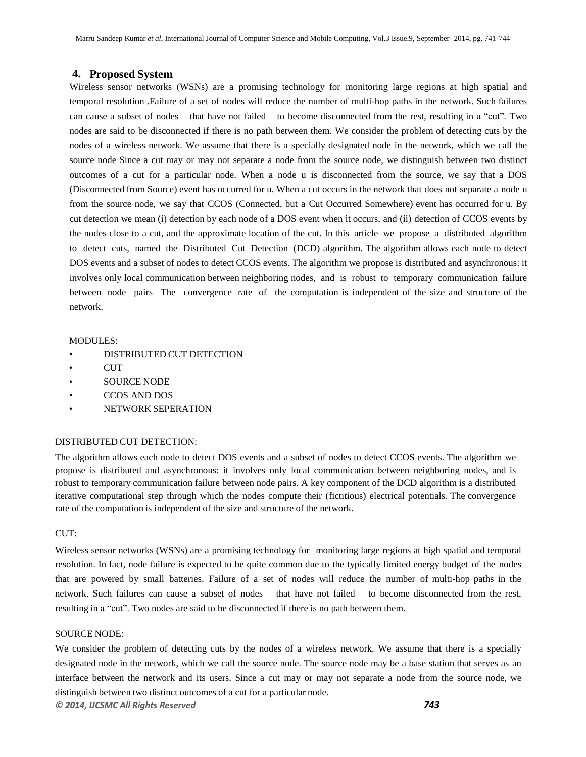## 4. Proposed System

Wireless sensor networks (WSNs) are a promising technology for monitoring large regions at high spatial and temporal resolution .Failure of a set of nodes will reduce the number of multi-hop paths in the network. Such failures can cause a subset of nodes – that have not failed – to become disconnected from the rest, resulting in a "cut". Two nodes are said to be disconnected if there is no path between them. We consider the problem of detecting cuts by the nodes of a wireless network. We assume that there is a specially designated node in the network, which we call the source node Since a cut may or may not separate a node from the source node, we distinguish between two distinct outcomes of a cut for a particular node. When a node u is disconnected from the source, we say that a DOS (Disconnected from Source) event has occurred for u. When a cut occurs in the network that does not separate a node u from the source node, we say that CCOS (Connected, but a Cut Occurred Somewhere) event has occurred for u. By cut detection we mean (i) detection by each node of a DOS event when it occurs, and (ii) detection of CCOS events by the nodes close to a cut, and the approximate location of the cut. In this article we propose a distributed algorithm to detect cuts, named the Distributed Cut Detection (DCD) algorithm. The algorithm allows each node to detect DOS events and a subset of nodes to detect CCOS events. The algorithm we propose is distributed and asynchronous: it involves only local communication between neighboring nodes, and is robust to temporary communication failure between node pairs The convergence rate of the computation is independent of the size and structure of the network.

MODULES:

- DISTRIBUTED CUT DETECTION
- CUT
- SOURCE NODE
- CCOS AND DOS
- NETWORK SEPERATION

DISTRIBUTED CUT DETECTION:

The algorithm allows each node to detect DOS events and a subset of nodes to detect CCOS events. The algorithm we propose is distributed and asynchronous: it involves only local communication between neighboring nodes, and is robust to temporary communication failure between node pairs. A key component of the DCD algorithm is a distributed iterative computational step through which the nodes compute their (fictitious) electrical potentials. The convergence rate of the computation is independent of the size and structure of the network.

CUT:

Wireless sensor networks (WSNs) are a promising technology for monitoring large regions at high spatial and temporal resolution. In fact, node failure is expected to be quite common due to the typically limited energy budget of the nodes that are powered by small batteries. Failure of a set of nodes will reduce the number of multi-hop paths in the network. Such failures can cause a subset of nodes – that have not failed – to become disconnected from the rest, resulting in a "cut". Two nodes are said to be disconnected if there is no path between them.

SOURCE NODE:

We consider the problem of detecting cuts by the nodes of a wireless network. We assume that there is a specially designated node in the network, which we call the source node. The source node may be a base station that serves as an interface between the network and its users. Since a cut may or may not separate a node from the source node, we distinguish between two distinct outcomes of a cut for a particular node.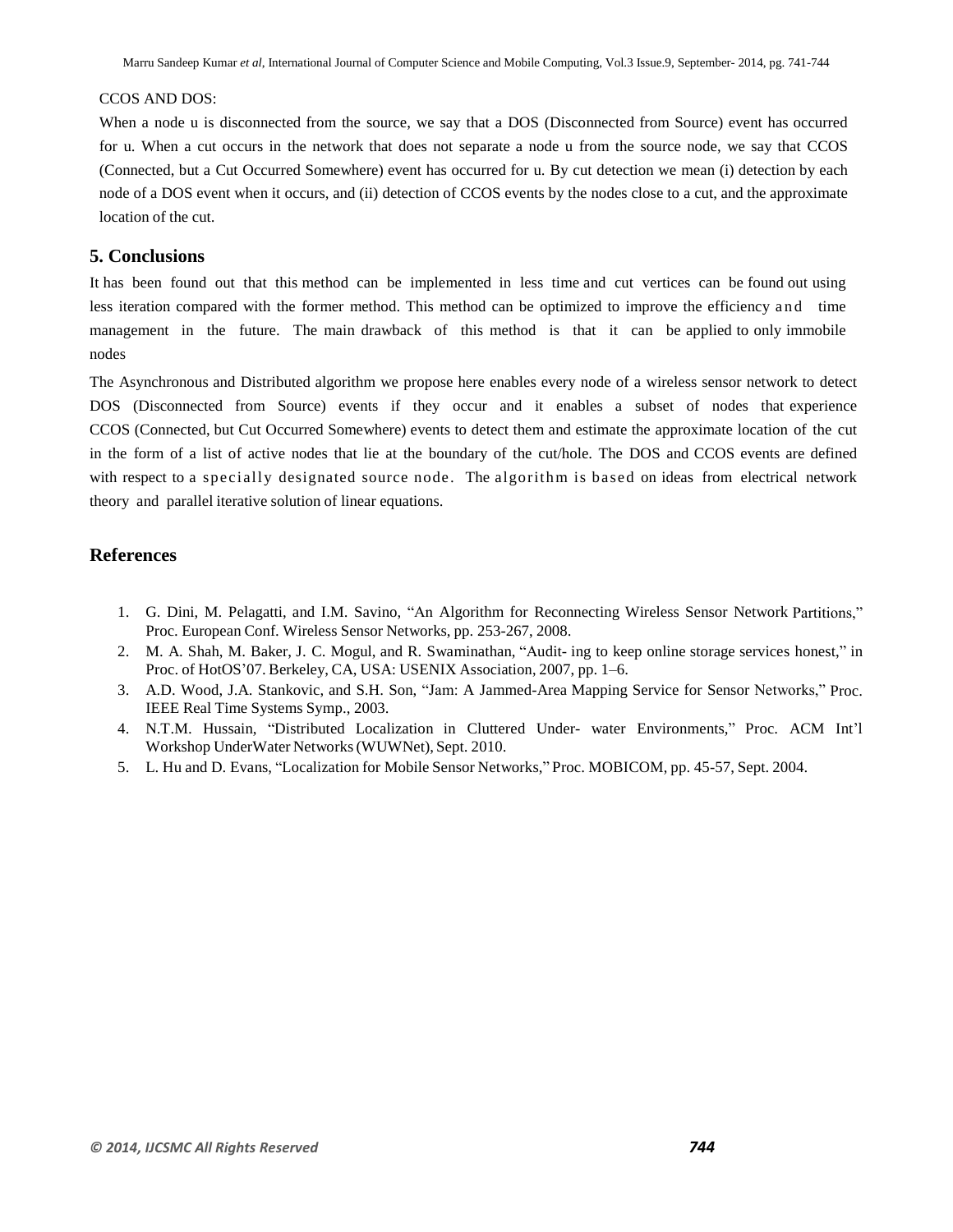CCOS AND DOS:

When a node u is disconnected from the source, we say that a DOS (Disconnected from Source) event has occurred for u. When a cut occurs in the network that does not separate a node u from the source node, we say that CCOS (Connected, but a Cut Occurred Somewhere) event has occurred for u. By cut detection we mean (i) detection by each node of a DOS event when it occurs, and (ii) detection of CCOS events by the nodes close to a cut, and the approximate location of the cut.

## 5. Conclusions

It has been found out that this method can be implemented in less time and cut vertices can be found out using less iteration compared with the former method. This method can be optimized to improve the efficiency and time management in the future. The main drawback of this method is that it can be applied to only immobile nodes

The Asynchronous and Distributed algorithm we propose here enables every node of a wireless sensor network to detect DOS (Disconnected from Source) events if they occur and it enables a subset of nodes that experience CCOS (Connected, but Cut Occurred Somewhere) events to detect them and estimate the approximate location of the cut in the form of a list of active nodes that lie at the boundary of the cut/hole. The DOS and CCOS events are defined with respect to a specially designated source node. The algorithm is based on ideas from electrical network theory and parallel iterative solution of linear equations.

## References

1. G. Dini, M. Pelagatti, and I.M. Savino, "An Algorithm for Reconnecting Wireless Sensor Network Partitions," Proc. European Conf. Wireless Sensor Networks, pp. 253-267, 2008.
2. M. A. Shah, M. Baker, J. C. Mogul, and R. Swaminathan, "Audit- ing to keep online storage services honest," in Proc. of HotOS'07. Berkeley, CA, USA: USENIX Association, 2007, pp. 1–6.
3. A.D. Wood, J.A. Stankovic, and S.H. Son, "Jam: A Jammed-Area Mapping Service for Sensor Networks," Proc. IEEE Real Time Systems Symp., 2003.
4. N.T.M. Hussain, "Distributed Localization in Cluttered Under- water Environments," Proc. ACM Int'l Workshop UnderWater Networks (WUWNet), Sept. 2010.
5. L. Hu and D. Evans, "Localization for Mobile Sensor Networks," Proc. MOBICOM, pp. 45-57, Sept. 2004.